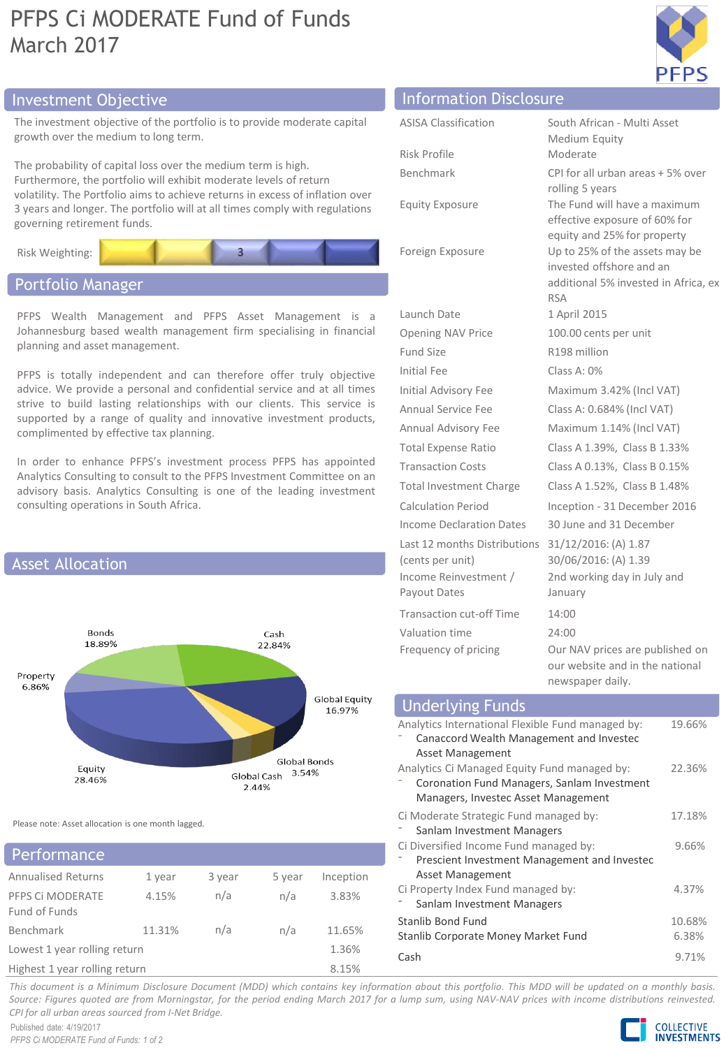# PFPS Ci MODERATE Fund of Funds
March 2017

## Investment Objective

The investment objective of the portfolio is to provide moderate capital growth over the medium to long term.

The probability of capital loss over the medium term is high. Furthermore, the portfolio will exhibit moderate levels of return volatility. The Portfolio aims to achieve returns in excess of inflation over 3 years and longer. The portfolio will at all times comply with regulations governing retirement funds.

Risk Weighting: 3

## Portfolio Manager

PFPS Wealth Management and PFPS Asset Management is a Johannesburg based wealth management firm specialising in financial planning and asset management.

PFPS is totally independent and can therefore offer truly objective advice. We provide a personal and confidential service and at all times strive to build lasting relationships with our clients. This service is supported by a range of quality and innovative investment products, complimented by effective tax planning.

In order to enhance PFPS's investment process PFPS has appointed Analytics Consulting to consult to the PFPS Investment Committee on an advisory basis. Analytics Consulting is one of the leading investment consulting operations in South Africa.

## Asset Allocation

| Asset | % |
|---|---|
| Bonds | 18.89% |
| Cash | 22.84% |
| Property | 6.86% |
| Global Equity | 16.97% |
| Equity | 28.46% |
| Global Bonds | 3.54% |
| Global Cash | 2.44% |

Please note: Asset allocation is one month lagged.

## Performance

| Annualised Returns | 1 year | 3 year | 5 year | Inception |
|---|---|---|---|---|
| PFPS Ci MODERATE Fund of Funds | 4.15% | n/a | n/a | 3.83% |
| Benchmark | 11.31% | n/a | n/a | 11.65% |
| Lowest 1 year rolling return | | | | 1.36% |
| Highest 1 year rolling return | | | | 8.15% |

## Information Disclosure

| | |
|---|---|
| ASISA Classification | South African - Multi Asset Medium Equity |
| Risk Profile | Moderate |
| Benchmark | CPI for all urban areas + 5% over rolling 5 years |
| Equity Exposure | The Fund will have a maximum effective exposure of 60% for equity and 25% for property |
| Foreign Exposure | Up to 25% of the assets may be invested offshore and an additional 5% invested in Africa, ex RSA |
| Launch Date | 1 April 2015 |
| Opening NAV Price | 100.00 cents per unit |
| Fund Size | R198 million |
| Initial Fee | Class A: 0% |
| Initial Advisory Fee | Maximum 3.42% (Incl VAT) |
| Annual Service Fee | Class A: 0.684% (Incl VAT) |
| Annual Advisory Fee | Maximum 1.14% (Incl VAT) |
| Total Expense Ratio | Class A 1.39%, Class B 1.33% |
| Transaction Costs | Class A 0.13%, Class B 0.15% |
| Total Investment Charge | Class A 1.52%, Class B 1.48% |
| Calculation Period | Inception - 31 December 2016 |
| Income Declaration Dates | 30 June and 31 December |
| Last 12 months Distributions (cents per unit) | 31/12/2016: (A) 1.87<br>30/06/2016: (A) 1.39 |
| Income Reinvestment / Payout Dates | 2nd working day in July and January |
| Transaction cut-off Time | 14:00 |
| Valuation time | 24:00 |
| Frequency of pricing | Our NAV prices are published on our website and in the national newspaper daily. |

## Underlying Funds

| Fund | % |
|---|---|
| Analytics International Flexible Fund managed by:<br>- Canaccord Wealth Management and Investec Asset Management | 19.66% |
| Analytics Ci Managed Equity Fund managed by:<br>- Coronation Fund Managers, Sanlam Investment Managers, Investec Asset Management | 22.36% |
| Ci Moderate Strategic Fund managed by:<br>- Sanlam Investment Managers | 17.18% |
| Ci Diversified Income Fund managed by:<br>- Prescient Investment Management and Investec Asset Management | 9.66% |
| Ci Property Index Fund managed by:<br>- Sanlam Investment Managers | 4.37% |
| Stanlib Bond Fund | 10.68% |
| Stanlib Corporate Money Market Fund | 6.38% |
| Cash | 9.71% |

*This document is a Minimum Disclosure Document (MDD) which contains key information about this portfolio. This MDD will be updated on a monthly basis. Source: Figures quoted are from Morningstar, for the period ending March 2017 for a lump sum, using NAV-NAV prices with income distributions reinvested. CPI for all urban areas sourced from I-Net Bridge.*

Published date: 4/19/2017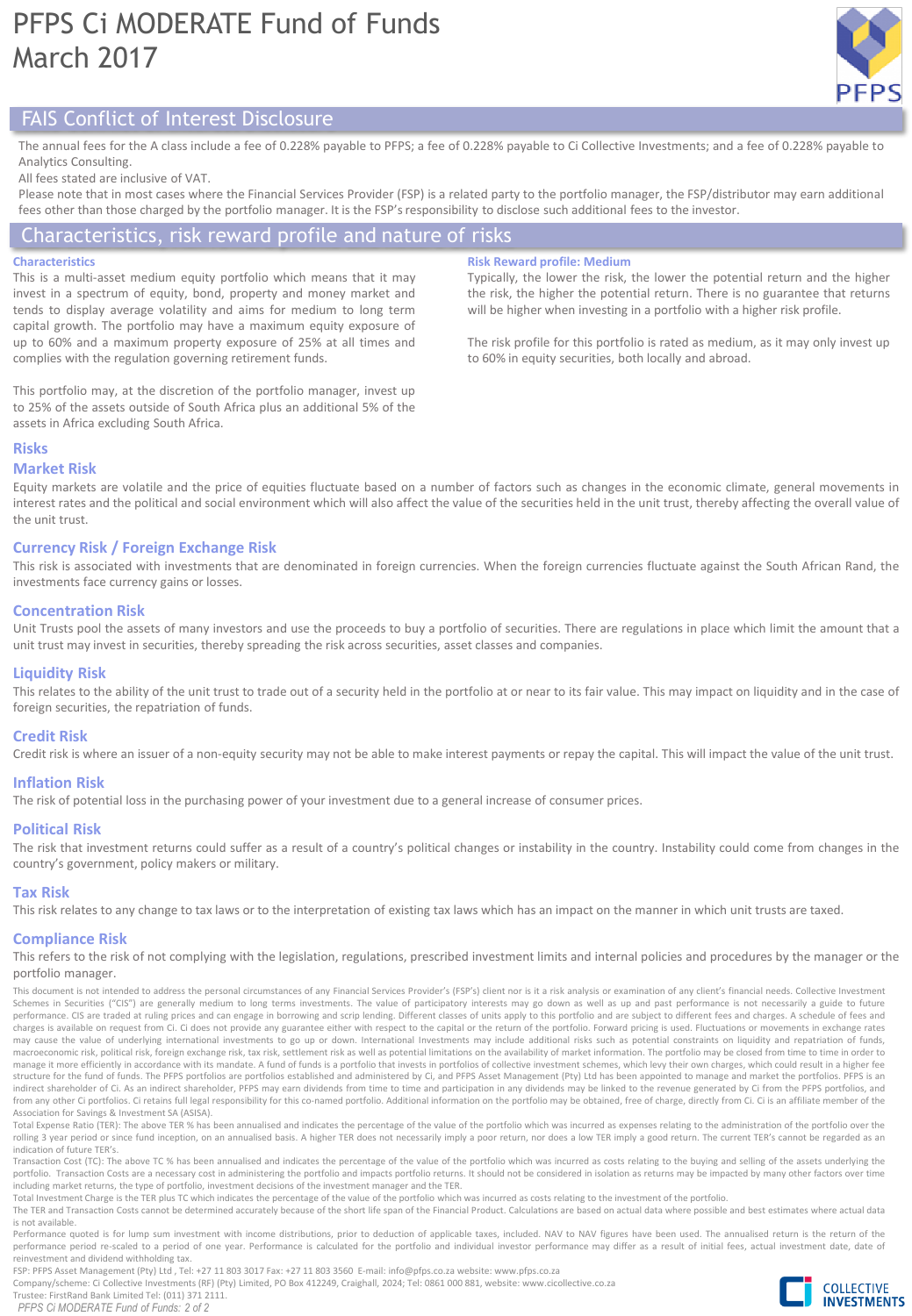# PFPS Ci MODERATE Fund of Funds
March 2017

## FAIS Conflict of Interest Disclosure

The annual fees for the A class include a fee of 0.228% payable to PFPS; a fee of 0.228% payable to Ci Collective Investments; and a fee of 0.228% payable to Analytics Consulting.

All fees stated are inclusive of VAT.

Please note that in most cases where the Financial Services Provider (FSP) is a related party to the portfolio manager, the FSP/distributor may earn additional fees other than those charged by the portfolio manager. It is the FSP's responsibility to disclose such additional fees to the investor.

## Characteristics, risk reward profile and nature of risks

### Characteristics

This is a multi-asset medium equity portfolio which means that it may invest in a spectrum of equity, bond, property and money market and tends to display average volatility and aims for medium to long term capital growth. The portfolio may have a maximum equity exposure of up to 60% and a maximum property exposure of 25% at all times and complies with the regulation governing retirement funds.

This portfolio may, at the discretion of the portfolio manager, invest up to 25% of the assets outside of South Africa plus an additional 5% of the assets in Africa excluding South Africa.

### Risk Reward profile: Medium

Typically, the lower the risk, the lower the potential return and the higher the risk, the higher the potential return. There is no guarantee that returns will be higher when investing in a portfolio with a higher risk profile.

The risk profile for this portfolio is rated as medium, as it may only invest up to 60% in equity securities, both locally and abroad.

### Risks

#### Market Risk

Equity markets are volatile and the price of equities fluctuate based on a number of factors such as changes in the economic climate, general movements in interest rates and the political and social environment which will also affect the value of the securities held in the unit trust, thereby affecting the overall value of the unit trust.

#### Currency Risk / Foreign Exchange Risk

This risk is associated with investments that are denominated in foreign currencies. When the foreign currencies fluctuate against the South African Rand, the investments face currency gains or losses.

#### Concentration Risk

Unit Trusts pool the assets of many investors and use the proceeds to buy a portfolio of securities. There are regulations in place which limit the amount that a unit trust may invest in securities, thereby spreading the risk across securities, asset classes and companies.

#### Liquidity Risk

This relates to the ability of the unit trust to trade out of a security held in the portfolio at or near to its fair value. This may impact on liquidity and in the case of foreign securities, the repatriation of funds.

#### Credit Risk

Credit risk is where an issuer of a non-equity security may not be able to make interest payments or repay the capital. This will impact the value of the unit trust.

#### Inflation Risk

The risk of potential loss in the purchasing power of your investment due to a general increase of consumer prices.

#### Political Risk

The risk that investment returns could suffer as a result of a country's political changes or instability in the country. Instability could come from changes in the country's government, policy makers or military.

#### Tax Risk

This risk relates to any change to tax laws or to the interpretation of existing tax laws which has an impact on the manner in which unit trusts are taxed.

#### Compliance Risk

This refers to the risk of not complying with the legislation, regulations, prescribed investment limits and internal policies and procedures by the manager or the portfolio manager.

This document is not intended to address the personal circumstances of any Financial Services Provider's (FSP's) client nor is it a risk analysis or examination of any client's financial needs. Collective Investment Schemes in Securities ("CIS") are generally medium to long terms investments. The value of participatory interests may go down as well as up and past performance is not necessarily a guide to future performance. CIS are traded at ruling prices and can engage in borrowing and scrip lending. Different classes of units apply to this portfolio and are subject to different fees and charges. A schedule of fees and charges is available on request from Ci. Ci does not provide any guarantee either with respect to the capital or the return of the portfolio. Forward pricing is used. Fluctuations or movements in exchange rates may cause the value of underlying international investments to go up or down. International Investments may include additional risks such as potential constraints on liquidity and repatriation of funds, macroeconomic risk, political risk, foreign exchange risk, tax risk, settlement risk as well as potential limitations on the availability of market information. The portfolio may be closed from time to time in order to manage it more efficiently in accordance with its mandate. A fund of funds is a portfolio that invests in portfolios of collective investment schemes, which levy their own charges, which could result in a higher fee structure for the fund of funds. The PFPS portfolios are portfolios established and administered by Ci, and PFPS Asset Management (Pty) Ltd has been appointed to manage and market the portfolios. PFPS is an indirect shareholder of Ci. As an indirect shareholder, PFPS may earn dividends from time to time and participation in any dividends may be linked to the revenue generated by Ci from the PFPS portfolios, and from any other Ci portfolios. Ci retains full legal responsibility for this co-named portfolio. Additional information on the portfolio may be obtained, free of charge, directly from Ci. Ci is an affiliate member of the Association for Savings & Investment SA (ASISA).

Total Expense Ratio (TER): The above TER % has been annualised and indicates the percentage of the value of the portfolio which was incurred as expenses relating to the administration of the portfolio over the rolling 3 year period or since fund inception, on an annualised basis. A higher TER does not necessarily imply a poor return, nor does a low TER imply a good return. The current TER's cannot be regarded as an indication of future TER's.

Transaction Cost (TC): The above TC % has been annualised and indicates the percentage of the value of the portfolio which was incurred as costs relating to the buying and selling of the assets underlying the portfolio. Transaction Costs are a necessary cost in administering the portfolio and impacts portfolio returns. It should not be considered in isolation as returns may be impacted by many other factors over time including market returns, the type of portfolio, investment decisions of the investment manager and the TER.

Total Investment Charge is the TER plus TC which indicates the percentage of the value of the portfolio which was incurred as costs relating to the investment of the portfolio.

The TER and Transaction Costs cannot be determined accurately because of the short life span of the Financial Product. Calculations are based on actual data where possible and best estimates where actual data is not available.

Performance quoted is for lump sum investment with income distributions, prior to deduction of applicable taxes, included. NAV to NAV figures have been used. The annualised return is the return of the performance period re-scaled to a period of one year. Performance is calculated for the portfolio and individual investor performance may differ as a result of initial fees, actual investment date, date of reinvestment and dividend withholding tax.

FSP: PFPS Asset Management (Pty) Ltd , Tel: +27 11 803 3017 Fax: +27 11 803 3560 E-mail: info@pfps.co.za website: www.pfps.co.za

Company/scheme: Ci Collective Investments (RF) (Pty) Limited, PO Box 412249, Craighall, 2024; Tel: 0861 000 881, website: www.cicollective.co.za

Trustee: FirstRand Bank Limited Tel: (011) 371 2111.